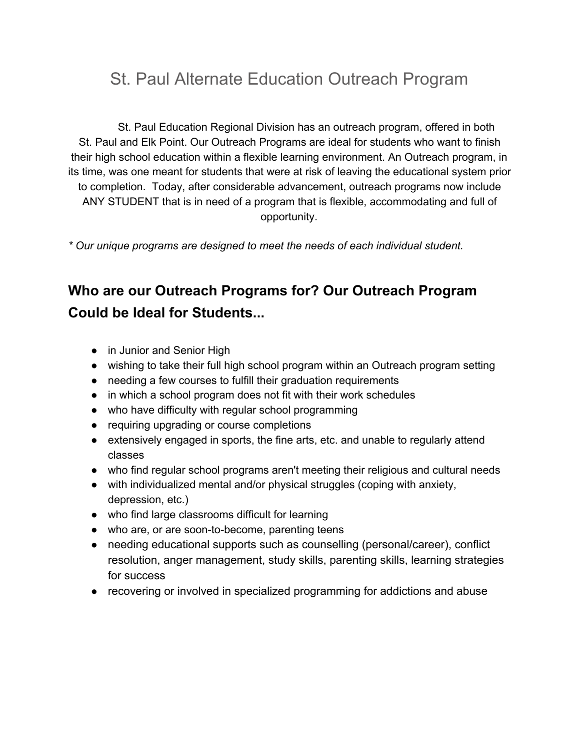# St. Paul Alternate Education Outreach Program

St. Paul Education Regional Division has an outreach program, offered in both St. Paul and Elk Point. Our Outreach Programs are ideal for students who want to finish their high school education within a flexible learning environment. An Outreach program, in its time, was one meant for students that were at risk of leaving the educational system prior to completion. Today, after considerable advancement, outreach programs now include ANY STUDENT that is in need of a program that is flexible, accommodating and full of opportunity.

*\* Our unique programs are designed to meet the needs of each individual student.*

## Who are our Outreach Programs for? Our Outreach Program Could be Ideal for Students...

- in Junior and Senior High
- wishing to take their full high school program within an Outreach program setting
- needing a few courses to fulfill their graduation requirements
- in which a school program does not fit with their work schedules
- who have difficulty with regular school programming
- requiring upgrading or course completions
- extensively engaged in sports, the fine arts, etc. and unable to regularly attend classes
- who find regular school programs aren't meeting their religious and cultural needs
- with individualized mental and/or physical struggles (coping with anxiety, depression, etc.)
- who find large classrooms difficult for learning
- who are, or are soon-to-become, parenting teens
- needing educational supports such as counselling (personal/career), conflict resolution, anger management, study skills, parenting skills, learning strategies for success
- recovering or involved in specialized programming for addictions and abuse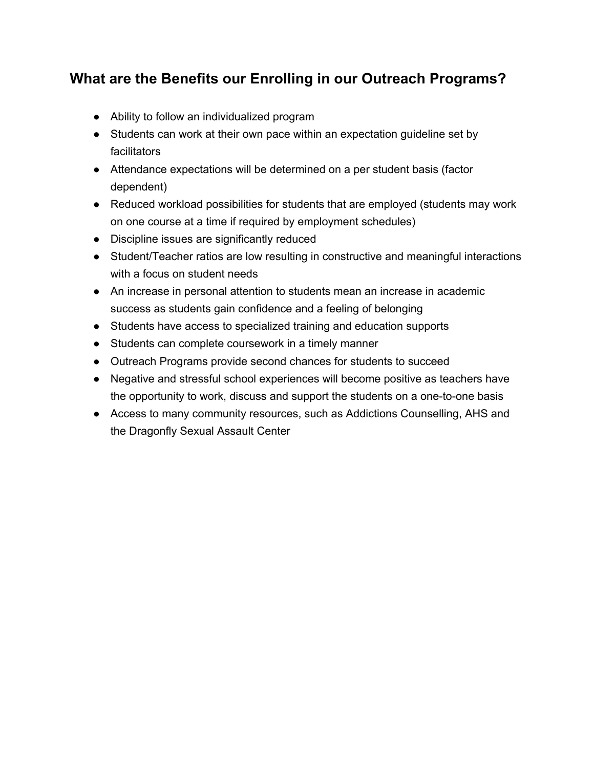## What are the Benefits our Enrolling in our Outreach Programs?

- Ability to follow an individualized program
- Students can work at their own pace within an expectation guideline set by facilitators
- Attendance expectations will be determined on a per student basis (factor dependent)
- Reduced workload possibilities for students that are employed (students may work on one course at a time if required by employment schedules)
- Discipline issues are significantly reduced
- Student/Teacher ratios are low resulting in constructive and meaningful interactions with a focus on student needs
- An increase in personal attention to students mean an increase in academic success as students gain confidence and a feeling of belonging
- Students have access to specialized training and education supports
- Students can complete coursework in a timely manner
- Outreach Programs provide second chances for students to succeed
- Negative and stressful school experiences will become positive as teachers have the opportunity to work, discuss and support the students on a one-to-one basis
- Access to many community resources, such as Addictions Counselling, AHS and the Dragonfly Sexual Assault Center